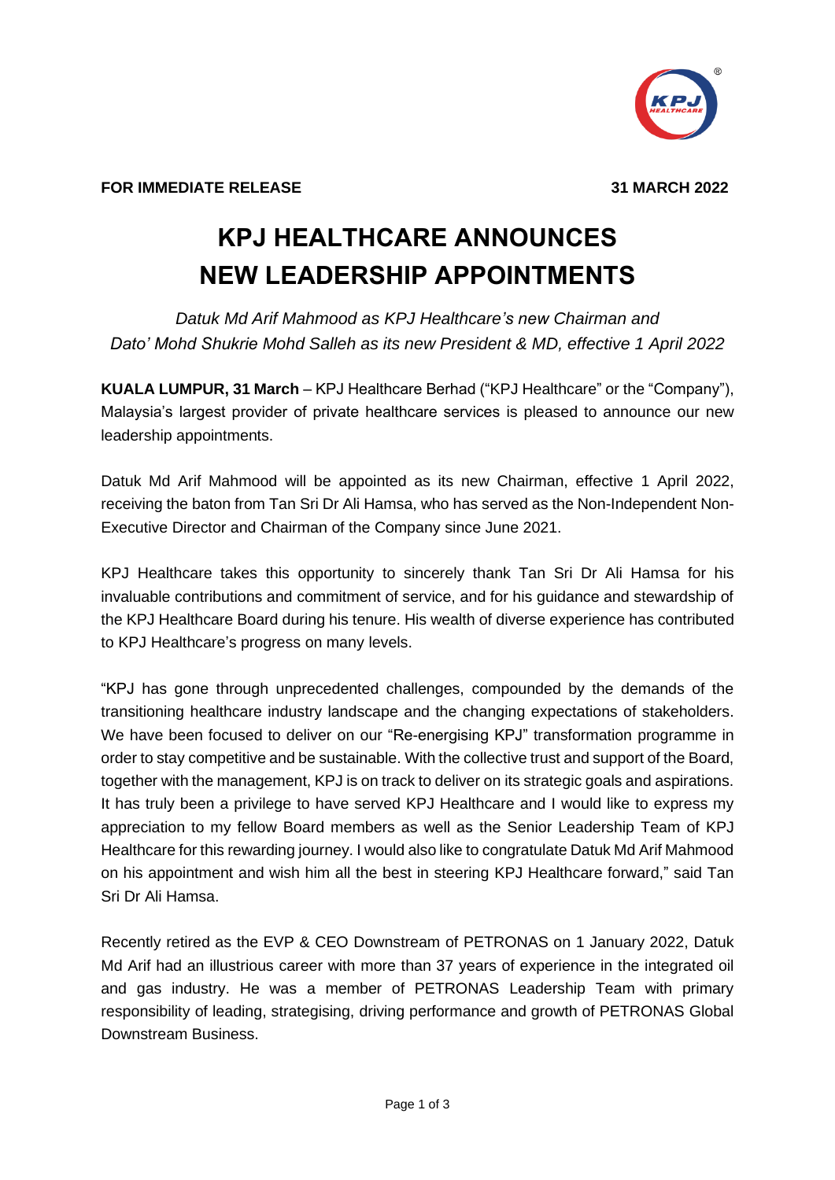**FOR IMMEDIATE RELEASE** **31 MARCH 2022**

# KPJ HEALTHCARE ANNOUNCES NEW LEADERSHIP APPOINTMENTS

*Datuk Md Arif Mahmood as KPJ Healthcare's new Chairman and Dato' Mohd Shukrie Mohd Salleh as its new President & MD, effective 1 April 2022*

**KUALA LUMPUR, 31 March** – KPJ Healthcare Berhad ("KPJ Healthcare" or the "Company"), Malaysia's largest provider of private healthcare services is pleased to announce our new leadership appointments.

Datuk Md Arif Mahmood will be appointed as its new Chairman, effective 1 April 2022, receiving the baton from Tan Sri Dr Ali Hamsa, who has served as the Non-Independent Non-Executive Director and Chairman of the Company since June 2021.

KPJ Healthcare takes this opportunity to sincerely thank Tan Sri Dr Ali Hamsa for his invaluable contributions and commitment of service, and for his guidance and stewardship of the KPJ Healthcare Board during his tenure. His wealth of diverse experience has contributed to KPJ Healthcare's progress on many levels.

"KPJ has gone through unprecedented challenges, compounded by the demands of the transitioning healthcare industry landscape and the changing expectations of stakeholders. We have been focused to deliver on our "Re-energising KPJ" transformation programme in order to stay competitive and be sustainable. With the collective trust and support of the Board, together with the management, KPJ is on track to deliver on its strategic goals and aspirations. It has truly been a privilege to have served KPJ Healthcare and I would like to express my appreciation to my fellow Board members as well as the Senior Leadership Team of KPJ Healthcare for this rewarding journey. I would also like to congratulate Datuk Md Arif Mahmood on his appointment and wish him all the best in steering KPJ Healthcare forward," said Tan Sri Dr Ali Hamsa.

Recently retired as the EVP & CEO Downstream of PETRONAS on 1 January 2022, Datuk Md Arif had an illustrious career with more than 37 years of experience in the integrated oil and gas industry. He was a member of PETRONAS Leadership Team with primary responsibility of leading, strategising, driving performance and growth of PETRONAS Global Downstream Business.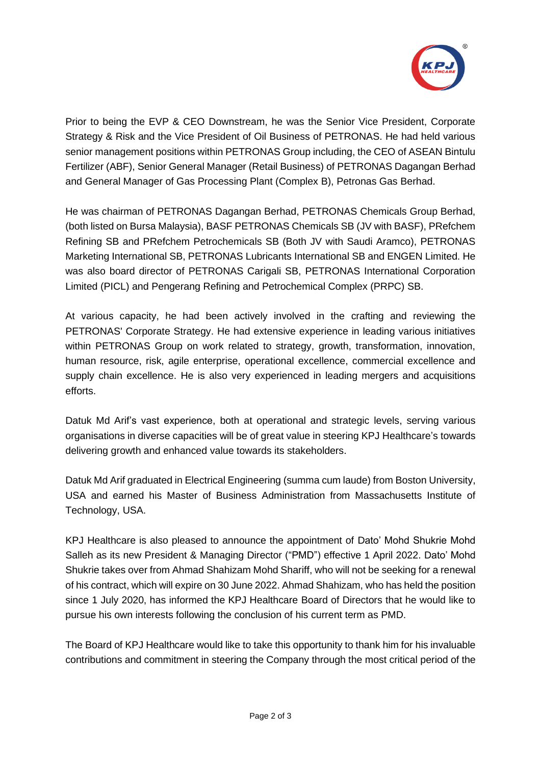Prior to being the EVP & CEO Downstream, he was the Senior Vice President, Corporate Strategy & Risk and the Vice President of Oil Business of PETRONAS. He had held various senior management positions within PETRONAS Group including, the CEO of ASEAN Bintulu Fertilizer (ABF), Senior General Manager (Retail Business) of PETRONAS Dagangan Berhad and General Manager of Gas Processing Plant (Complex B), Petronas Gas Berhad.

He was chairman of PETRONAS Dagangan Berhad, PETRONAS Chemicals Group Berhad, (both listed on Bursa Malaysia), BASF PETRONAS Chemicals SB (JV with BASF), PRefchem Refining SB and PRefchem Petrochemicals SB (Both JV with Saudi Aramco), PETRONAS Marketing International SB, PETRONAS Lubricants International SB and ENGEN Limited. He was also board director of PETRONAS Carigali SB, PETRONAS International Corporation Limited (PICL) and Pengerang Refining and Petrochemical Complex (PRPC) SB.

At various capacity, he had been actively involved in the crafting and reviewing the PETRONAS' Corporate Strategy. He had extensive experience in leading various initiatives within PETRONAS Group on work related to strategy, growth, transformation, innovation, human resource, risk, agile enterprise, operational excellence, commercial excellence and supply chain excellence. He is also very experienced in leading mergers and acquisitions efforts.

Datuk Md Arif's vast experience, both at operational and strategic levels, serving various organisations in diverse capacities will be of great value in steering KPJ Healthcare's towards delivering growth and enhanced value towards its stakeholders.

Datuk Md Arif graduated in Electrical Engineering (summa cum laude) from Boston University, USA and earned his Master of Business Administration from Massachusetts Institute of Technology, USA.

KPJ Healthcare is also pleased to announce the appointment of Dato' Mohd Shukrie Mohd Salleh as its new President & Managing Director ("PMD") effective 1 April 2022. Dato' Mohd Shukrie takes over from Ahmad Shahizam Mohd Shariff, who will not be seeking for a renewal of his contract, which will expire on 30 June 2022. Ahmad Shahizam, who has held the position since 1 July 2020, has informed the KPJ Healthcare Board of Directors that he would like to pursue his own interests following the conclusion of his current term as PMD.

The Board of KPJ Healthcare would like to take this opportunity to thank him for his invaluable contributions and commitment in steering the Company through the most critical period of the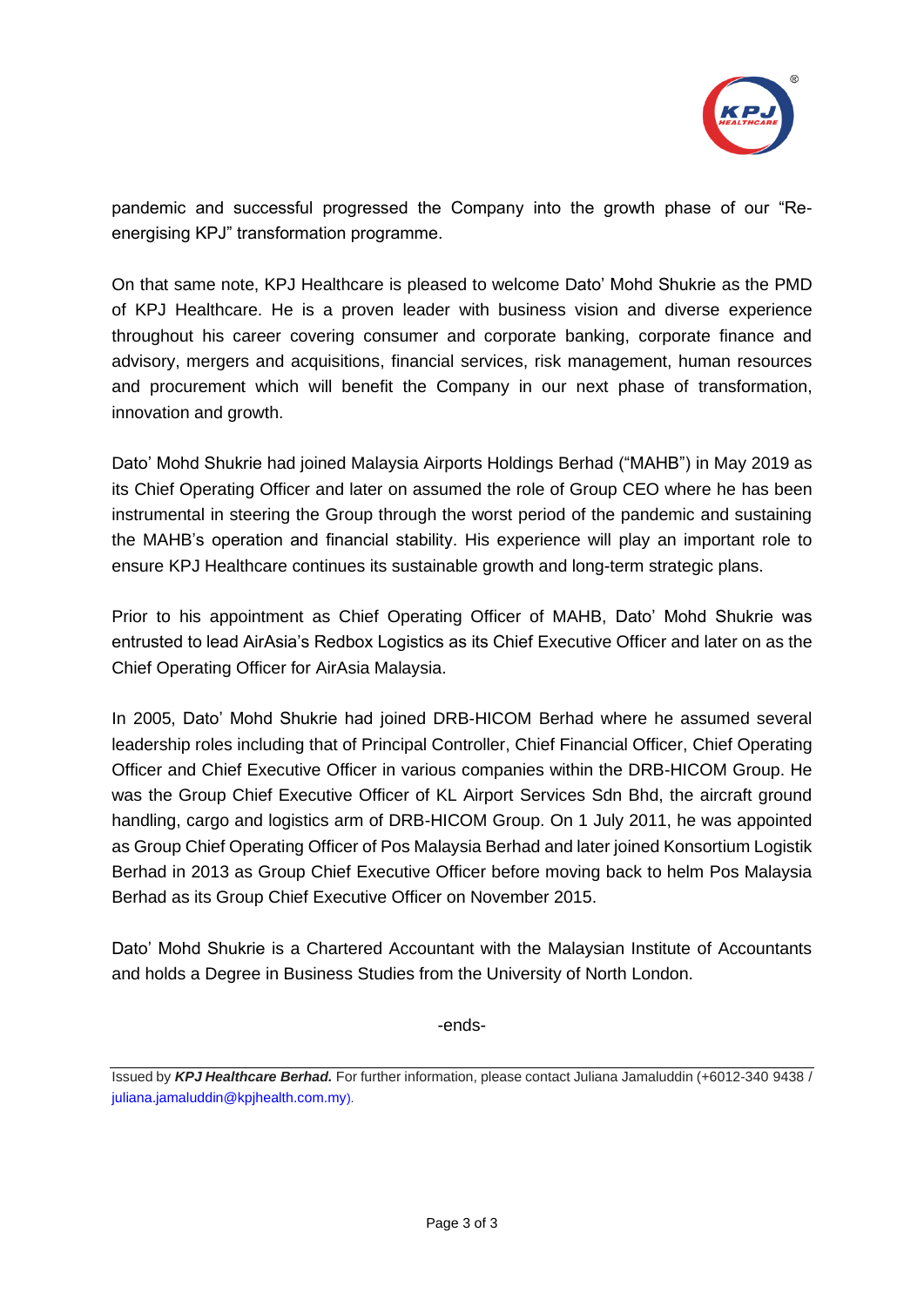pandemic and successful progressed the Company into the growth phase of our "Re-energising KPJ" transformation programme.

On that same note, KPJ Healthcare is pleased to welcome Dato' Mohd Shukrie as the PMD of KPJ Healthcare. He is a proven leader with business vision and diverse experience throughout his career covering consumer and corporate banking, corporate finance and advisory, mergers and acquisitions, financial services, risk management, human resources and procurement which will benefit the Company in our next phase of transformation, innovation and growth.

Dato' Mohd Shukrie had joined Malaysia Airports Holdings Berhad ("MAHB") in May 2019 as its Chief Operating Officer and later on assumed the role of Group CEO where he has been instrumental in steering the Group through the worst period of the pandemic and sustaining the MAHB's operation and financial stability. His experience will play an important role to ensure KPJ Healthcare continues its sustainable growth and long-term strategic plans.

Prior to his appointment as Chief Operating Officer of MAHB, Dato' Mohd Shukrie was entrusted to lead AirAsia's Redbox Logistics as its Chief Executive Officer and later on as the Chief Operating Officer for AirAsia Malaysia.

In 2005, Dato' Mohd Shukrie had joined DRB-HICOM Berhad where he assumed several leadership roles including that of Principal Controller, Chief Financial Officer, Chief Operating Officer and Chief Executive Officer in various companies within the DRB-HICOM Group. He was the Group Chief Executive Officer of KL Airport Services Sdn Bhd, the aircraft ground handling, cargo and logistics arm of DRB-HICOM Group. On 1 July 2011, he was appointed as Group Chief Operating Officer of Pos Malaysia Berhad and later joined Konsortium Logistik Berhad in 2013 as Group Chief Executive Officer before moving back to helm Pos Malaysia Berhad as its Group Chief Executive Officer on November 2015.

Dato' Mohd Shukrie is a Chartered Accountant with the Malaysian Institute of Accountants and holds a Degree in Business Studies from the University of North London.

-ends-

---

Issued by ***KPJ Healthcare Berhad.*** For further information, please contact Juliana Jamaluddin (+6012-340 9438 / juliana.jamaluddin@kpjhealth.com.my).